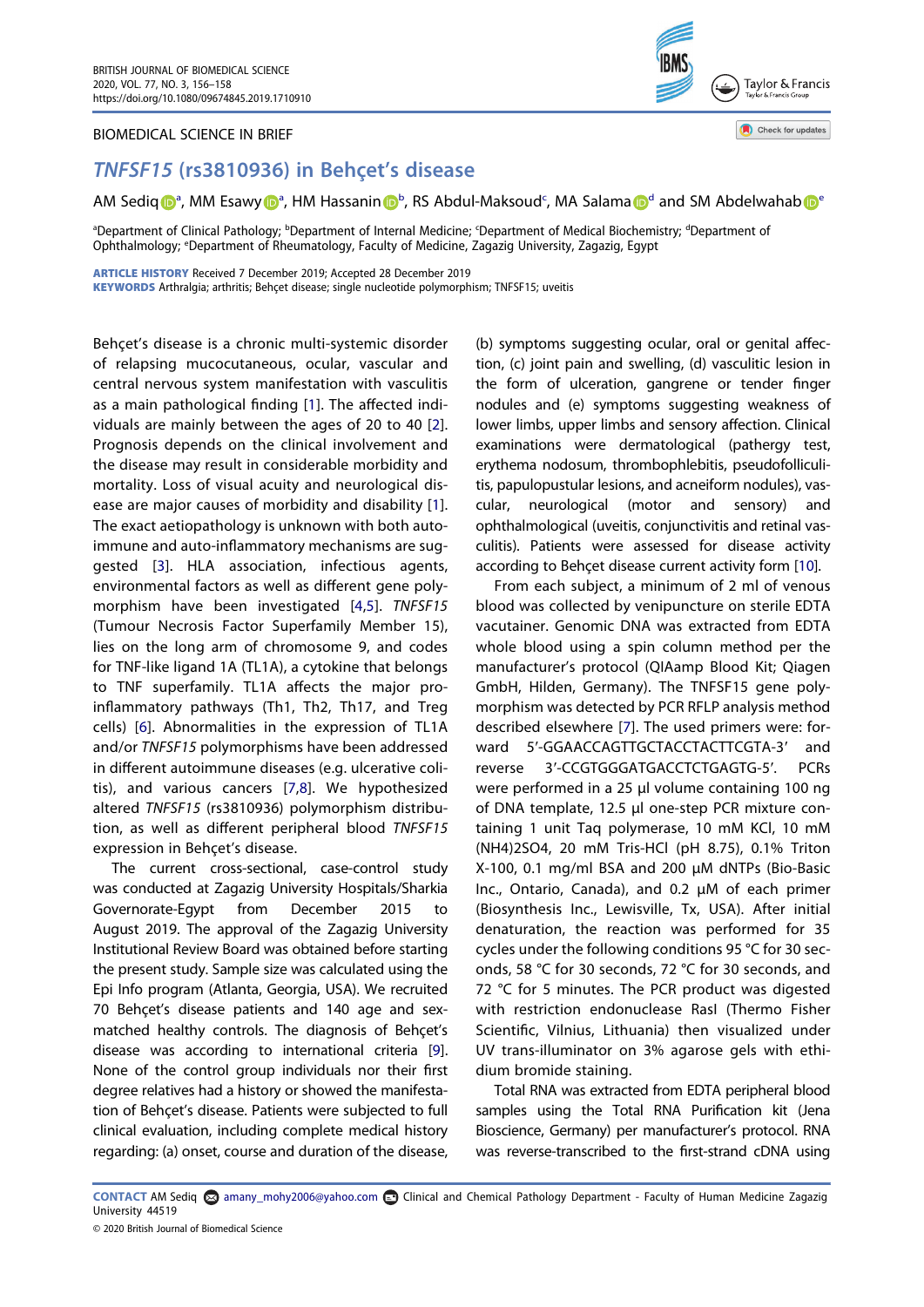BIOMEDICAL SCIENCE IN BRIEF

# *TNFSF15* (rs3810936) in Behçet's disease

AM Sediq[a], MM Esawy[a], HM Hassanin[b], RS Abdul-Maksoud[c], MA Salama[d] and SM Abdelwahab[e]

[a]Department of Clinical Pathology; [b]Department of Internal Medicine; [c]Department of Medical Biochemistry; [d]Department of Ophthalmology; [e]Department of Rheumatology, Faculty of Medicine, Zagazig University, Zagazig, Egypt

**ARTICLE HISTORY** Received 7 December 2019; Accepted 28 December 2019

**KEYWORDS** Arthralgia; arthritis; Behçet disease; single nucleotide polymorphism; TNFSF15; uveitis

Behçet's disease is a chronic multi-systemic disorder of relapsing mucocutaneous, ocular, vascular and central nervous system manifestation with vasculitis as a main pathological finding [1]. The affected individuals are mainly between the ages of 20 to 40 [2]. Prognosis depends on the clinical involvement and the disease may result in considerable morbidity and mortality. Loss of visual acuity and neurological disease are major causes of morbidity and disability [1]. The exact aetiopathology is unknown with both autoimmune and auto-inflammatory mechanisms are suggested [3]. HLA association, infectious agents, environmental factors as well as different gene polymorphism have been investigated [4,5]. *TNFSF15* (Tumour Necrosis Factor Superfamily Member 15), lies on the long arm of chromosome 9, and codes for TNF-like ligand 1A (TL1A), a cytokine that belongs to TNF superfamily. TL1A affects the major pro-inflammatory pathways (Th1, Th2, Th17, and Treg cells) [6]. Abnormalities in the expression of TL1A and/or *TNFSF15* polymorphisms have been addressed in different autoimmune diseases (e.g. ulcerative colitis), and various cancers [7,8]. We hypothesized altered *TNFSF15* (rs3810936) polymorphism distribution, as well as different peripheral blood *TNFSF15* expression in Behçet's disease.

The current cross-sectional, case-control study was conducted at Zagazig University Hospitals/Sharkia Governorate-Egypt from December 2015 to August 2019. The approval of the Zagazig University Institutional Review Board was obtained before starting the present study. Sample size was calculated using the Epi Info program (Atlanta, Georgia, USA). We recruited 70 Behçet's disease patients and 140 age and sex-matched healthy controls. The diagnosis of Behçet's disease was according to international criteria [9]. None of the control group individuals nor their first degree relatives had a history or showed the manifestation of Behçet's disease. Patients were subjected to full clinical evaluation, including complete medical history regarding: (a) onset, course and duration of the disease, (b) symptoms suggesting ocular, oral or genital affection, (c) joint pain and swelling, (d) vasculitic lesion in the form of ulceration, gangrene or tender finger nodules and (e) symptoms suggesting weakness of lower limbs, upper limbs and sensory affection. Clinical examinations were dermatological (pathergy test, erythema nodosum, thrombophlebitis, pseudofolliculitis, papulopustular lesions, and acneiform nodules), vascular, neurological (motor and sensory) and ophthalmological (uveitis, conjunctivitis and retinal vasculitis). Patients were assessed for disease activity according to Behçet disease current activity form [10].

From each subject, a minimum of 2 ml of venous blood was collected by venipuncture on sterile EDTA vacutainer. Genomic DNA was extracted from EDTA whole blood using a spin column method per the manufacturer's protocol (QIAamp Blood Kit; Qiagen GmbH, Hilden, Germany). The TNFSF15 gene polymorphism was detected by PCR RFLP analysis method described elsewhere [7]. The used primers were: forward 5′-GGAACCAGTTGCTACCTACTTCGTA-3′ and reverse 3′-CCGTGGGATGACCTCTGAGTG-5′. PCRs were performed in a 25 µl volume containing 100 ng of DNA template, 12.5 µl one-step PCR mixture containing 1 unit Taq polymerase, 10 mM KCl, 10 mM $(NH_4)_2SO_4$, 20 mM Tris-HCl (pH 8.75), 0.1% Triton X-100, 0.1 mg/ml BSA and 200 µM dNTPs (Bio-Basic Inc., Ontario, Canada), and 0.2 µM of each primer (Biosynthesis Inc., Lewisville, Tx, USA). After initial denaturation, the reaction was performed for 35 cycles under the following conditions 95 °C for 30 seconds, 58 °C for 30 seconds, 72 °C for 30 seconds, and 72 °C for 5 minutes. The PCR product was digested with restriction endonuclease RasI (Thermo Fisher Scientific, Vilnius, Lithuania) then visualized under UV trans-illuminator on 3% agarose gels with ethidium bromide staining.

Total RNA was extracted from EDTA peripheral blood samples using the Total RNA Purification kit (Jena Bioscience, Germany) per manufacturer's protocol. RNA was reverse-transcribed to the first-strand cDNA using

**CONTACT** AM Sediq amany_mohy2006@yahoo.com Clinical and Chemical Pathology Department - Faculty of Human Medicine Zagazig University 44519

© 2020 British Journal of Biomedical Science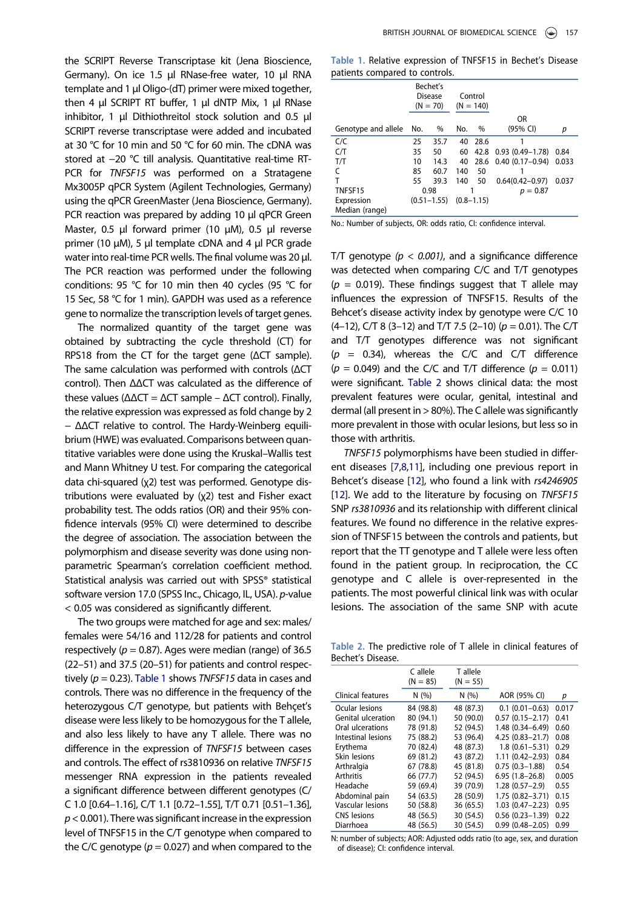the SCRIPT Reverse Transcriptase kit (Jena Bioscience, Germany). On ice 1.5 µl RNase-free water, 10 µl RNA template and 1 µl Oligo-(dT) primer were mixed together, then 4 µl SCRIPT RT buffer, 1 µl dNTP Mix, 1 µl RNase inhibitor, 1 µl Dithiothreitol stock solution and 0.5 µl SCRIPT reverse transcriptase were added and incubated at 30 °C for 10 min and 50 °C for 60 min. The cDNA was stored at −20 °C till analysis. Quantitative real-time RT-PCR for *TNFSF15* was performed on a Stratagene Mx3005P qPCR System (Agilent Technologies, Germany) using the qPCR GreenMaster (Jena Bioscience, Germany). PCR reaction was prepared by adding 10 µl qPCR Green Master, 0.5 µl forward primer (10 µM), 0.5 µl reverse primer (10 µM), 5 µl template cDNA and 4 µl PCR grade water into real-time PCR wells. The final volume was 20 µl. The PCR reaction was performed under the following conditions: 95 °C for 10 min then 40 cycles (95 °C for 15 Sec, 58 °C for 1 min). GAPDH was used as a reference gene to normalize the transcription levels of target genes.

The normalized quantity of the target gene was obtained by subtracting the cycle threshold (CT) for RPS18 from the CT for the target gene (ΔCT sample). The same calculation was performed with controls (ΔCT control). Then ΔΔCT was calculated as the difference of these values (ΔΔCT = ΔCT sample – ΔCT control). Finally, the relative expression was expressed as fold change by 2 − ΔΔCT relative to control. The Hardy-Weinberg equilibrium (HWE) was evaluated. Comparisons between quantitative variables were done using the Kruskal–Wallis test and Mann Whitney U test. For comparing the categorical data chi-squared ($\chi^2$) test was performed. Genotype distributions were evaluated by ($\chi^2$) test and Fisher exact probability test. The odds ratios (OR) and their 95% confidence intervals (95% CI) were determined to describe the degree of association. The association between the polymorphism and disease severity was done using non-parametric Spearman's correlation coefficient method. Statistical analysis was carried out with SPSS® statistical software version 17.0 (SPSS Inc., Chicago, IL, USA). *p*-value < 0.05 was considered as significantly different.

The two groups were matched for age and sex: males/females were 54/16 and 112/28 for patients and control respectively ($p = 0.87$). Ages were median (range) of 36.5 (22–51) and 37.5 (20–51) for patients and control respectively ($p = 0.23$). Table 1 shows *TNFSF15* data in cases and controls. There was no difference in the frequency of the heterozygous C/T genotype, but patients with Behçet's disease were less likely to be homozygous for the T allele, and also less likely to have any T allele. There was no difference in the expression of *TNFSF15* between cases and controls. The effect of rs3810936 on relative *TNFSF15* messenger RNA expression in the patients revealed a significant difference between different genotypes (C/C 1.0 [0.64–1.16], C/T 1.1 [0.72–1.55], T/T 0.71 [0.51–1.36], $p < 0.001$). There was significant increase in the expression level of TNFSF15 in the C/T genotype when compared to the C/C genotype ($p = 0.027$) and when compared to the T/T genotype ($p < 0.001$), and a significance difference was detected when comparing C/C and T/T genotypes ($p = 0.019$). These findings suggest that T allele may influences the expression of TNFSF15. Results of the Behcet's disease activity index by genotype were C/C 10 (4–12), C/T 8 (3–12) and T/T 7.5 (2–10) ($p = 0.01$). The C/T and T/T genotypes difference was not significant ($p = 0.34$), whereas the C/C and C/T difference ($p = 0.049$) and the C/C and T/T difference ($p = 0.011$) were significant. Table 2 shows clinical data: the most prevalent features were ocular, genital, intestinal and dermal (all present in > 80%). The C allele was significantly more prevalent in those with ocular lesions, but less so in those with arthritis.

*TNFSF15* polymorphisms have been studied in different diseases [7,8,11], including one previous report in Behcet's disease [12], who found a link with *rs4246905* [12]. We add to the literature by focusing on *TNFSF15* SNP *rs3810936* and its relationship with different clinical features. We found no difference in the relative expression of TNFSF15 between the controls and patients, but report that the TT genotype and T allele were less often found in the patient group. In reciprocation, the CC genotype and C allele is over-represented in the patients. The most powerful clinical link was with ocular lesions. The association of the same SNP with acute

**Table 1.** Relative expression of TNFSF15 in Bechet's Disease patients compared to controls.

| | Bechet's Disease (N = 70) | | Control (N = 140) | | | |
|---|---|---|---|---|---|---|
| Genotype and allele | No. | % | No. | % | OR (95% CI) | p |
| C/C | 25 | 35.7 | 40 | 28.6 | 1 | |
| C/T | 35 | 50 | 60 | 42.8 | 0.93 (0.49–1.78) | 0.84 |
| T/T | 10 | 14.3 | 40 | 28.6 | 0.40 (0.17–0.94) | 0.033 |
| C | 85 | 60.7 | 140 | 50 | 1 | |
| T | 55 | 39.3 | 140 | 50 | 0.64(0.42–0.97) | 0.037 |
| TNFSF15 Expression Median (range) | 0.98 (0.51–1.55) | | 1 (0.8–1.15) | | $p = 0.87$ | |

No.: Number of subjects, OR: odds ratio, CI: confidence interval.

**Table 2.** The predictive role of T allele in clinical features of Bechet's Disease.

| Clinical features | C allele (N = 85) N (%) | T allele (N = 55) N (%) | AOR (95% CI) | p |
|---|---|---|---|---|
| Ocular lesions | 84 (98.8) | 48 (87.3) | 0.1 (0.01–0.63) | 0.017 |
| Genital ulceration | 80 (94.1) | 50 (90.0) | 0.57 (0.15–2.17) | 0.41 |
| Oral ulcerations | 78 (91.8) | 52 (94.5) | 1.48 (0.34–6.49) | 0.60 |
| Intestinal lesions | 75 (88.2) | 53 (96.4) | 4.25 (0.83–21.7) | 0.08 |
| Erythema | 70 (82.4) | 48 (87.3) | 1.8 (0.61–5.31) | 0.29 |
| Skin lesions | 69 (81.2) | 43 (87.2) | 1.11 (0.42–2.93) | 0.84 |
| Arthralgia | 67 (78.8) | 45 (81.8) | 0.75 (0.3–1.88) | 0.54 |
| Arthritis | 66 (77.7) | 52 (94.5) | 6.95 (1.8–26.8) | 0.005 |
| Headache | 59 (69.4) | 39 (70.9) | 1.28 (0.57–2.9) | 0.55 |
| Abdominal pain | 54 (63.5) | 28 (50.9) | 1.75 (0.82–3.71) | 0.15 |
| Vascular lesions | 50 (58.8) | 36 (65.5) | 1.03 (0.47–2.23) | 0.95 |
| CNS lesions | 48 (56.5) | 30 (54.5) | 0.56 (0.23–1.39) | 0.22 |
| Diarrhoea | 48 (56.5) | 30 (54.5) | 0.99 (0.48–2.05) | 0.99 |

N: number of subjects; AOR: Adjusted odds ratio (to age, sex, and duration of disease); CI: confidence interval.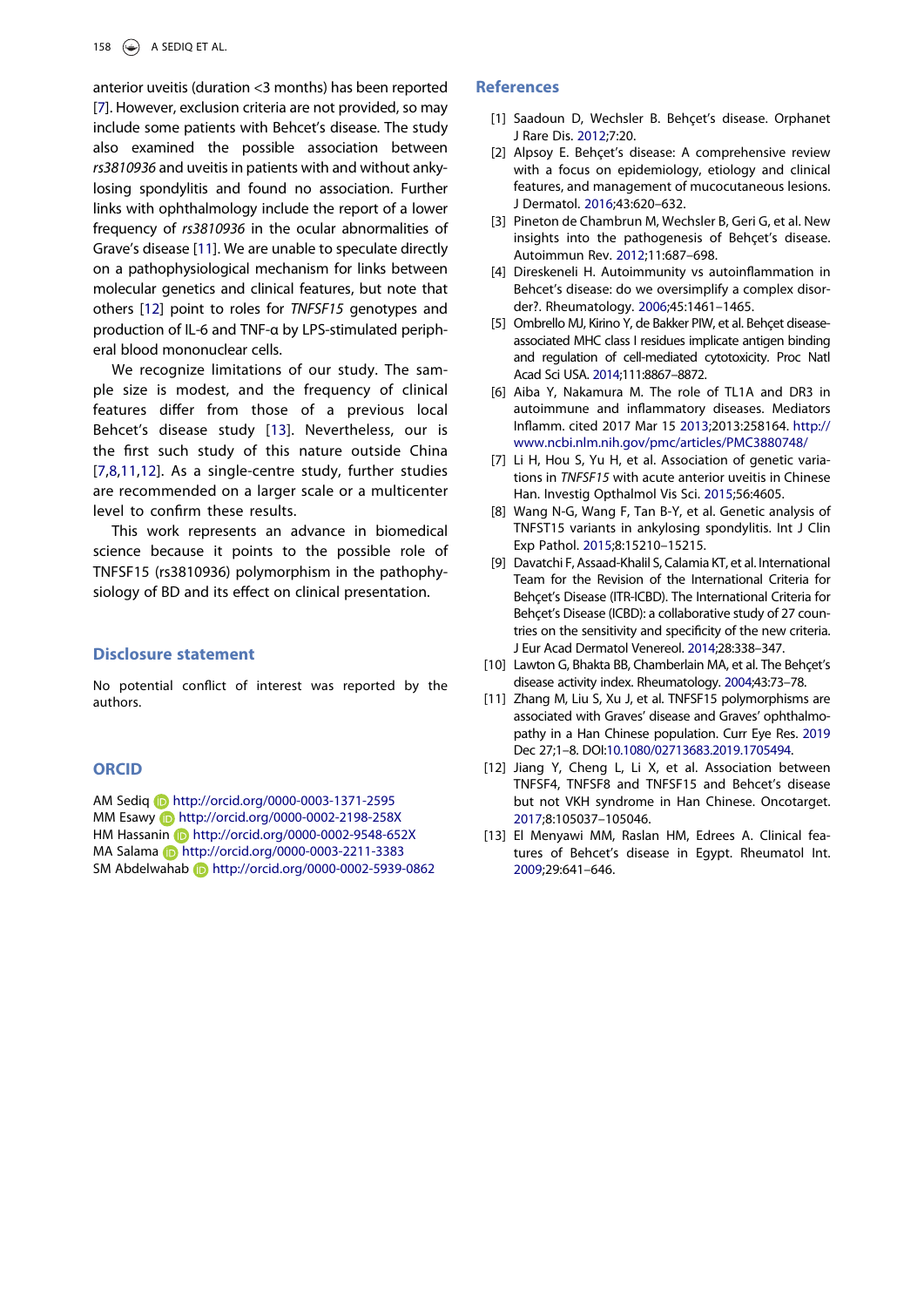anterior uveitis (duration <3 months) has been reported [7]. However, exclusion criteria are not provided, so may include some patients with Behcet's disease. The study also examined the possible association between *rs3810936* and uveitis in patients with and without ankylosing spondylitis and found no association. Further links with ophthalmology include the report of a lower frequency of *rs3810936* in the ocular abnormalities of Grave's disease [11]. We are unable to speculate directly on a pathophysiological mechanism for links between molecular genetics and clinical features, but note that others [12] point to roles for *TNFSF15* genotypes and production of IL-6 and TNF-α by LPS-stimulated peripheral blood mononuclear cells.

We recognize limitations of our study. The sample size is modest, and the frequency of clinical features differ from those of a previous local Behcet's disease study [13]. Nevertheless, our is the first such study of this nature outside China [7,8,11,12]. As a single-centre study, further studies are recommended on a larger scale or a multicenter level to confirm these results.

This work represents an advance in biomedical science because it points to the possible role of TNFSF15 (rs3810936) polymorphism in the pathophysiology of BD and its effect on clinical presentation.

## Disclosure statement

No potential conflict of interest was reported by the authors.

## ORCID

AM Sediq http://orcid.org/0000-0003-1371-2595
MM Esawy http://orcid.org/0000-0002-2198-258X
HM Hassanin http://orcid.org/0000-0002-9548-652X
MA Salama http://orcid.org/0000-0003-2211-3383
SM Abdelwahab http://orcid.org/0000-0002-5939-0862

## References

[1] Saadoun D, Wechsler B. Behçet's disease. Orphanet J Rare Dis. 2012;7:20.

[2] Alpsoy E. Behçet's disease: A comprehensive review with a focus on epidemiology, etiology and clinical features, and management of mucocutaneous lesions. J Dermatol. 2016;43:620–632.

[3] Pineton de Chambrun M, Wechsler B, Geri G, et al. New insights into the pathogenesis of Behçet's disease. Autoimmun Rev. 2012;11:687–698.

[4] Direskeneli H. Autoimmunity vs autoinflammation in Behcet's disease: do we oversimplify a complex disorder?. Rheumatology. 2006;45:1461–1465.

[5] Ombrello MJ, Kirino Y, de Bakker PIW, et al. Behçet disease-associated MHC class I residues implicate antigen binding and regulation of cell-mediated cytotoxicity. Proc Natl Acad Sci USA. 2014;111:8867–8872.

[6] Aiba Y, Nakamura M. The role of TL1A and DR3 in autoimmune and inflammatory diseases. Mediators Inflamm. cited 2017 Mar 15 2013;2013:258164. http://www.ncbi.nlm.nih.gov/pmc/articles/PMC3880748/

[7] Li H, Hou S, Yu H, et al. Association of genetic variations in *TNFSF15* with acute anterior uveitis in Chinese Han. Investig Opthalmol Vis Sci. 2015;56:4605.

[8] Wang N-G, Wang F, Tan B-Y, et al. Genetic analysis of TNFST15 variants in ankylosing spondylitis. Int J Clin Exp Pathol. 2015;8:15210–15215.

[9] Davatchi F, Assaad-Khalil S, Calamia KT, et al. International Team for the Revision of the International Criteria for Behçet's Disease (ITR-ICBD). The International Criteria for Behçet's Disease (ICBD): a collaborative study of 27 countries on the sensitivity and specificity of the new criteria. J Eur Acad Dermatol Venereol. 2014;28:338–347.

[10] Lawton G, Bhakta BB, Chamberlain MA, et al. The Behçet's disease activity index. Rheumatology. 2004;43:73–78.

[11] Zhang M, Liu S, Xu J, et al. TNFSF15 polymorphisms are associated with Graves' disease and Graves' ophthalmopathy in a Han Chinese population. Curr Eye Res. 2019 Dec 27;1–8. DOI:10.1080/02713683.2019.1705494.

[12] Jiang Y, Cheng L, Li X, et al. Association between TNFSF4, TNFSF8 and TNFSF15 and Behcet's disease but not VKH syndrome in Han Chinese. Oncotarget. 2017;8:105037–105046.

[13] El Menyawi MM, Raslan HM, Edrees A. Clinical features of Behcet's disease in Egypt. Rheumatol Int. 2009;29:641–646.